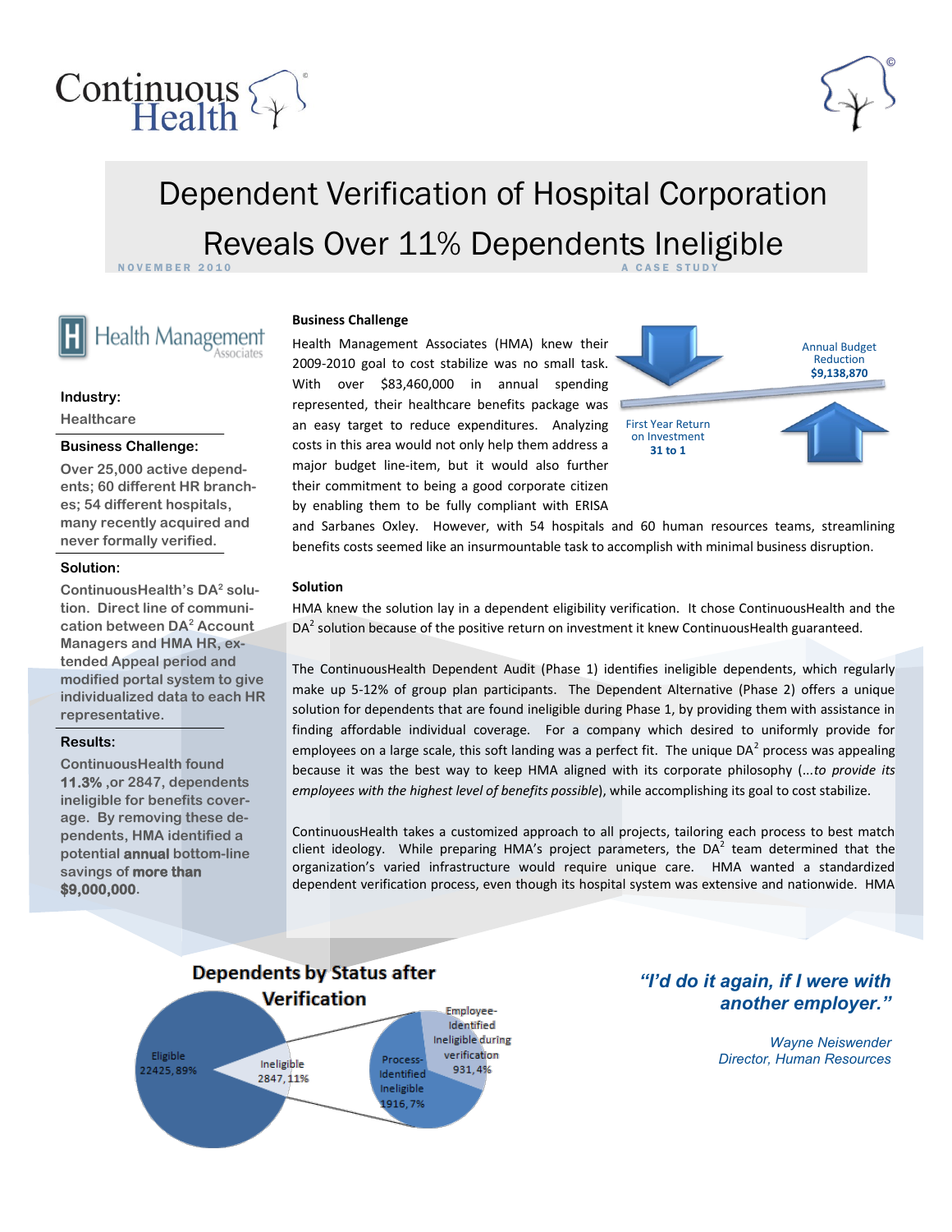Continuous Health

# Dependent Verification of Hospital Corporation Reveals Over 11% Dependents Ineligible

NOVEMBER 2010

A CASE STUDY

Health Management Associates

**Industry:**

Healthcare

**Business Challenge:**

Over 25,000 active dependents; 60 different HR branches; 54 different hospitals, many recently acquired and never formally verified.

**Solution:**

ContinuousHealth's DA² solution. Direct line of communication between DA² Account Managers and HMA HR, extended Appeal period and modified portal system to give individualized data to each HR representative.

**Results:**

ContinuousHealth found **11.3%** ,or 2847, dependents ineligible for benefits coverage. By removing these dependents, HMA identified a potential **annual** bottom-line savings of **more than $9,000,000**.

### Business Challenge

Health Management Associates (HMA) knew their 2009-2010 goal to cost stabilize was no small task. With over $83,460,000 in annual spending represented, their healthcare benefits package was an easy target to reduce expenditures. Analyzing costs in this area would not only help them address a major budget line-item, but it would also further their commitment to being a good corporate citizen by enabling them to be fully compliant with ERISA and Sarbanes Oxley. However, with 54 hospitals and 60 human resources teams, streamlining benefits costs seemed like an insurmountable task to accomplish with minimal business disruption.

Annual Budget Reduction
**$9,138,870**

First Year Return on Investment
**31 to 1**

### Solution

HMA knew the solution lay in a dependent eligibility verification. It chose ContinuousHealth and the DA² solution because of the positive return on investment it knew ContinuousHealth guaranteed.

The ContinuousHealth Dependent Audit (Phase 1) identifies ineligible dependents, which regularly make up 5-12% of group plan participants. The Dependent Alternative (Phase 2) offers a unique solution for dependents that are found ineligible during Phase 1, by providing them with assistance in finding affordable individual coverage. For a company which desired to uniformly provide for employees on a large scale, this soft landing was a perfect fit. The unique DA² process was appealing because it was the best way to keep HMA aligned with its corporate philosophy (*...to provide its employees with the highest level of benefits possible*), while accomplishing its goal to cost stabilize.

ContinuousHealth takes a customized approach to all projects, tailoring each process to best match client ideology. While preparing HMA's project parameters, the DA² team determined that the organization's varied infrastructure would require unique care. HMA wanted a standardized dependent verification process, even though its hospital system was extensive and nationwide. HMA

**Dependents by Status after Verification**

Eligible 22425, 89%

Ineligible 2847, 11%

Process-Identified Ineligible 1916, 7%

Employee-Identified Ineligible during verification 931, 4%

***"I'd do it again, if I were with another employer."***

*Wayne Neiswender*
*Director, Human Resources*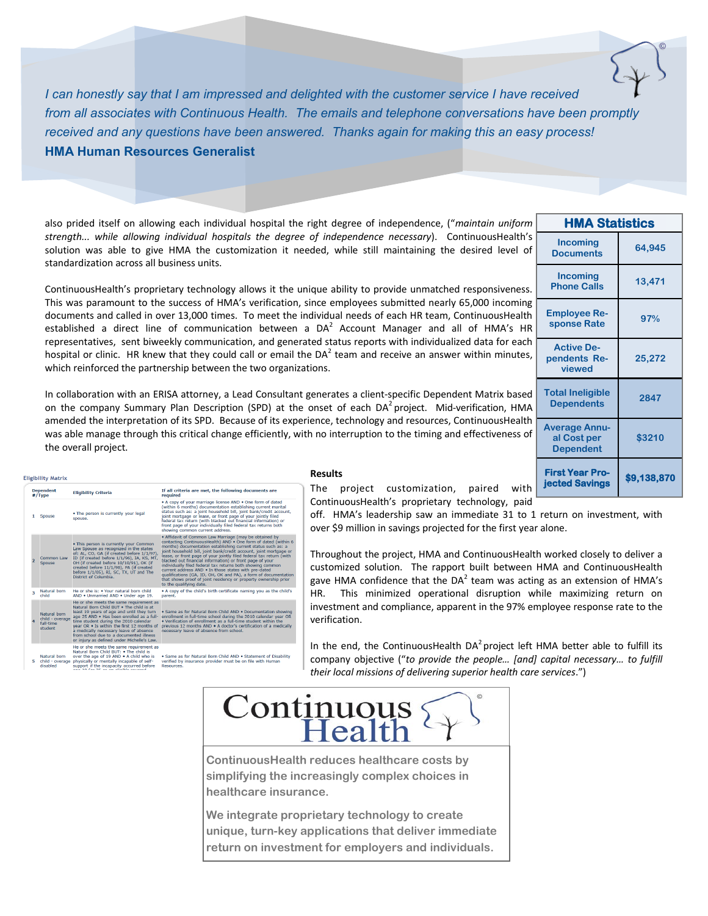*I can honestly say that I am impressed and delighted with the customer service I have received from all associates with Continuous Health. The emails and telephone conversations have been promptly received and any questions have been answered. Thanks again for making this an easy process!*

**HMA Human Resources Generalist**

also prided itself on allowing each individual hospital the right degree of independence, ("*maintain uniform strength... while allowing individual hospitals the degree of independence necessary*"). ContinuousHealth's solution was able to give HMA the customization it needed, while still maintaining the desired level of standardization across all business units.

ContinuousHealth's proprietary technology allows it the unique ability to provide unmatched responsiveness. This was paramount to the success of HMA's verification, since employees submitted nearly 65,000 incoming documents and called in over 13,000 times. To meet the individual needs of each HR team, ContinuousHealth established a direct line of communication between a DA² Account Manager and all of HMA's HR representatives, sent biweekly communication, and generated status reports with individualized data for each hospital or clinic. HR knew that they could call or email the DA² team and receive an answer within minutes, which reinforced the partnership between the two organizations.

In collaboration with an ERISA attorney, a Lead Consultant generates a client-specific Dependent Matrix based on the company Summary Plan Description (SPD) at the onset of each DA² project. Mid-verification, HMA amended the interpretation of its SPD. Because of its experience, technology and resources, ContinuousHealth was able manage through this critical change efficiently, with no interruption to the timing and effectiveness of the overall project.

| HMA Statistics | |
|---|---|
| Incoming Documents | 64,945 |
| Incoming Phone Calls | 13,471 |
| Employee Response Rate | 97% |
| Active Dependents Reviewed | 25,272 |
| Total Ineligible Dependents | 2847 |
| Average Annual Cost per Dependent | $3210 |
| First Year Projected Savings | $9,138,870 |

**Eligibility Matrix**

| Dependent #/Type | | Eligibility Criteria | If all criteria are met, the following documents are required |
|---|---|---|---|
| 1 | Spouse | • The person is currently your legal spouse. | • A copy of your marriage license AND • One form of dated (within 6 months) documentation establishing current marital status such as: a joint household bill, joint bank/credit account, joint mortgage or lease, or front page of your jointly filed federal tax return (with blacked out financial information) or front page of your individually filed federal tax returns both showing common current address. |
| 2 | Common Law Spouse | • This person is currently your Common Law Spouse as recognized in the states of: AL, CO, GA (if created before 1/1/97), ID (if created before 1/1/96), IA, KS, MT, OH (if created before 10/10/91), OK (if created before 11/1/98), PA (if created before 1/1/05), RI, SC, TX, UT and The District of Columbia. | • Affidavit of Common Law Marriage (may be obtained by contacting ContinuousHealth) AND • One form of dated (within 6 months) documentation establishing current status such as: a joint household bill, joint bank/credit account, joint mortgage or lease, or front page of your jointly filed federal tax return (with blacked out financial information) or front page of your individually filed federal tax returns both showing common current address AND • In those states with pre-dated qualifications (GA, ID, OH, OK and PA), a form of documentation that shows proof of joint residency or property ownership prior to the qualifying date. |
| 3 | Natural born child | He or she is: • Your natural born child AND • Unmarried AND • Under age 19. | • A copy of the child's birth certificate naming you as the child's parent. |
| 4 | Natural born child - overage full-time student | He or she meets the same requirement as Natural Born Child BUT • The child is at least 19 years of age and until they turn age 25 AND • Has been enrolled as a full-time student during the 2010 calendar year OR • Is within the first 12 months of a medically necessary leave of absence from school due to a documented illness or injury as defined under Michelle's Law. | • Same as for Natural Born Child AND • Documentation showing enrollment in full-time school during the 2010 calendar year OR • Verification of enrollment as a full-time student within the previous 12 months AND • A doctor's certification of a medically necessary leave of absence from school. |
| 5 | Natural born child - overage disabled | He or she meets the same requirement as Natural Born Child BUT: • The child is over the age of 19 AND • A child who is physically or mentally incapable of self-support if the incapacity occurred before | • Same as for Natural Born Child AND • Statement of Disability verified by insurance provider must be on file with Human Resources. |

**Results**

The project customization, paired with ContinuousHealth's proprietary technology, paid off. HMA's leadership saw an immediate 31 to 1 return on investment, with over $9 million in savings projected for the first year alone.

Throughout the project, HMA and ContinuousHealth worked closely to deliver a customized solution. The rapport built between HMA and ContinuousHealth gave HMA confidence that the DA² team was acting as an extension of HMA's HR. This minimized operational disruption while maximizing return on investment and compliance, apparent in the 97% employee response rate to the verification.

In the end, the ContinuousHealth DA² project left HMA better able to fulfill its company objective ("*to provide the people… [and] capital necessary… to fulfill their local missions of delivering superior health care services*.")

**Continuous Health**

**ContinuousHealth reduces healthcare costs by simplifying the increasingly complex choices in healthcare insurance.**

**We integrate proprietary technology to create unique, turn-key applications that deliver immediate return on investment for employers and individuals.**